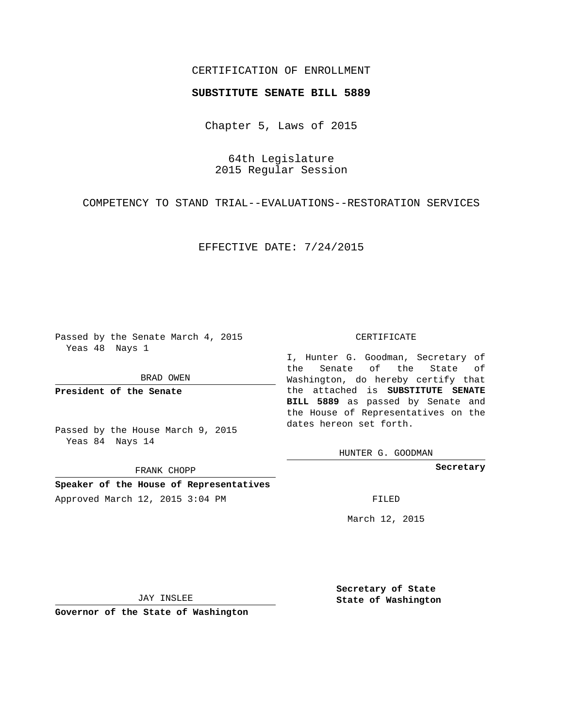CERTIFICATION OF ENROLLMENT

**SUBSTITUTE SENATE BILL 5889**

Chapter 5, Laws of 2015

64th Legislature
2015 Regular Session

COMPETENCY TO STAND TRIAL--EVALUATIONS--RESTORATION SERVICES

EFFECTIVE DATE: 7/24/2015

Passed by the Senate March 4, 2015
Yeas 48 Nays 1

BRAD OWEN

**President of the Senate**

Passed by the House March 9, 2015
Yeas 84 Nays 14

FRANK CHOPP

**Speaker of the House of Representatives**

Approved March 12, 2015 3:04 PM

JAY INSLEE

**Governor of the State of Washington**

CERTIFICATE

I, Hunter G. Goodman, Secretary of the Senate of the State of Washington, do hereby certify that the attached is **SUBSTITUTE SENATE BILL 5889** as passed by Senate and the House of Representatives on the dates hereon set forth.

HUNTER G. GOODMAN

**Secretary**

FILED

March 12, 2015

**Secretary of State**
**State of Washington**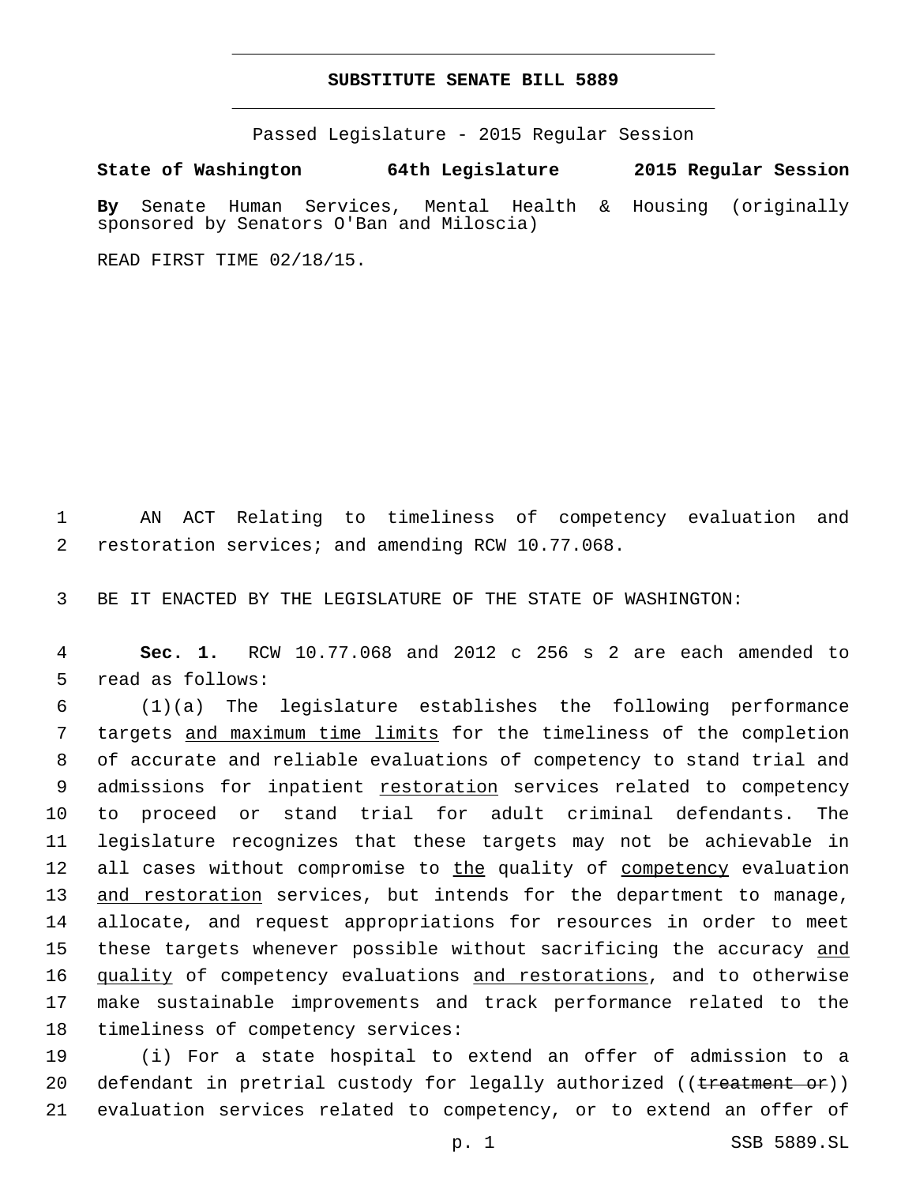# SUBSTITUTE SENATE BILL 5889

Passed Legislature - 2015 Regular Session

**State of Washington 64th Legislature 2015 Regular Session**

**By** Senate Human Services, Mental Health & Housing (originally sponsored by Senators O'Ban and Miloscia)

READ FIRST TIME 02/18/15.

AN ACT Relating to timeliness of competency evaluation and restoration services; and amending RCW 10.77.068.

BE IT ENACTED BY THE LEGISLATURE OF THE STATE OF WASHINGTON:

**Sec. 1.** RCW 10.77.068 and 2012 c 256 s 2 are each amended to read as follows:

(1)(a) The legislature establishes the following performance targets <u>and maximum time limits</u> for the timeliness of the completion of accurate and reliable evaluations of competency to stand trial and admissions for inpatient <u>restoration</u> services related to competency to proceed or stand trial for adult criminal defendants. The legislature recognizes that these targets may not be achievable in all cases without compromise to <u>the</u> quality of <u>competency</u> evaluation <u>and restoration</u> services, but intends for the department to manage, allocate, and request appropriations for resources in order to meet these targets whenever possible without sacrificing the accuracy <u>and quality</u> of competency evaluations <u>and restorations</u>, and to otherwise make sustainable improvements and track performance related to the timeliness of competency services:

(i) For a state hospital to extend an offer of admission to a defendant in pretrial custody for legally authorized ((~~treatment or~~)) evaluation services related to competency, or to extend an offer of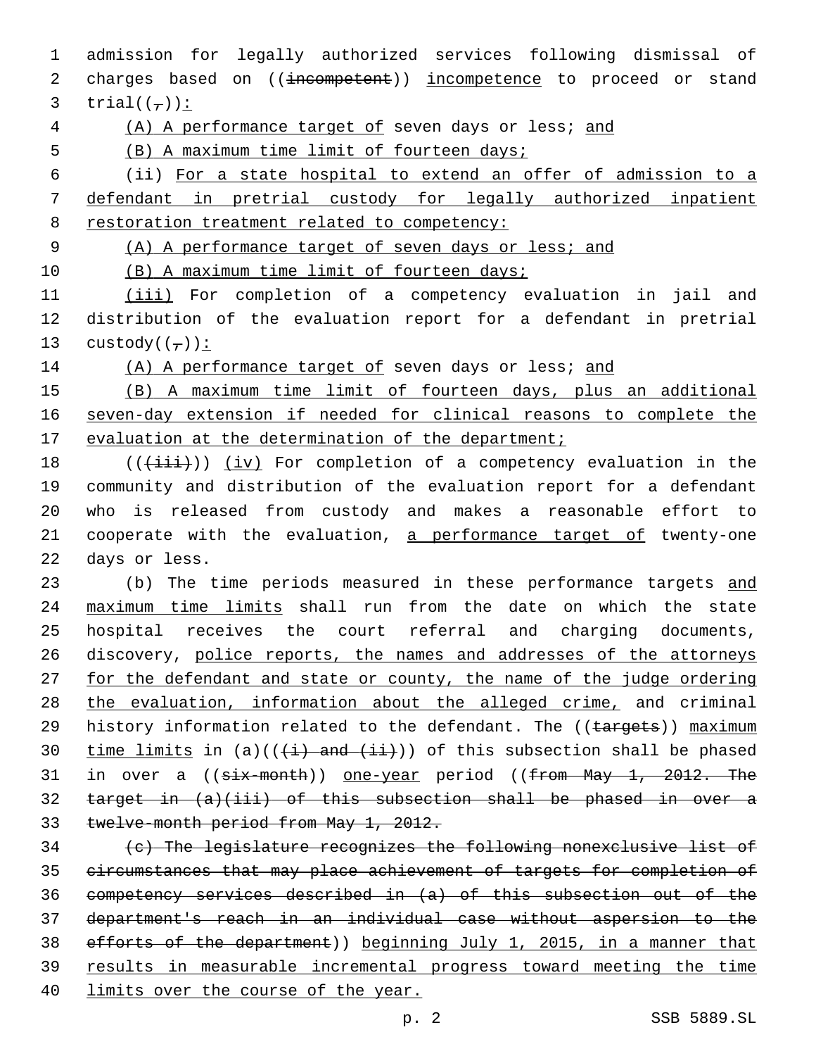admission for legally authorized services following dismissal of charges based on ((incompetent)) incompetence to proceed or stand trial((,)):

(A) A performance target of seven days or less; and

(B) A maximum time limit of fourteen days;

(ii) For a state hospital to extend an offer of admission to a defendant in pretrial custody for legally authorized inpatient restoration treatment related to competency:

(A) A performance target of seven days or less; and

(B) A maximum time limit of fourteen days;

(iii) For completion of a competency evaluation in jail and distribution of the evaluation report for a defendant in pretrial custody((,)):

(A) A performance target of seven days or less; and

(B) A maximum time limit of fourteen days, plus an additional seven-day extension if needed for clinical reasons to complete the evaluation at the determination of the department;

(((iii))) (iv) For completion of a competency evaluation in the community and distribution of the evaluation report for a defendant who is released from custody and makes a reasonable effort to cooperate with the evaluation, a performance target of twenty-one days or less.

(b) The time periods measured in these performance targets and maximum time limits shall run from the date on which the state hospital receives the court referral and charging documents, discovery, police reports, the names and addresses of the attorneys for the defendant and state or county, the name of the judge ordering the evaluation, information about the alleged crime, and criminal history information related to the defendant. The ((targets)) maximum time limits in (a)(((i) and (ii))) of this subsection shall be phased in over a ((six-month)) one-year period ((from May 1, 2012. The target in (a)(iii) of this subsection shall be phased in over a twelve-month period from May 1, 2012.

(c) The legislature recognizes the following nonexclusive list of circumstances that may place achievement of targets for completion of competency services described in (a) of this subsection out of the department's reach in an individual case without aspersion to the efforts of the department)) beginning July 1, 2015, in a manner that results in measurable incremental progress toward meeting the time limits over the course of the year.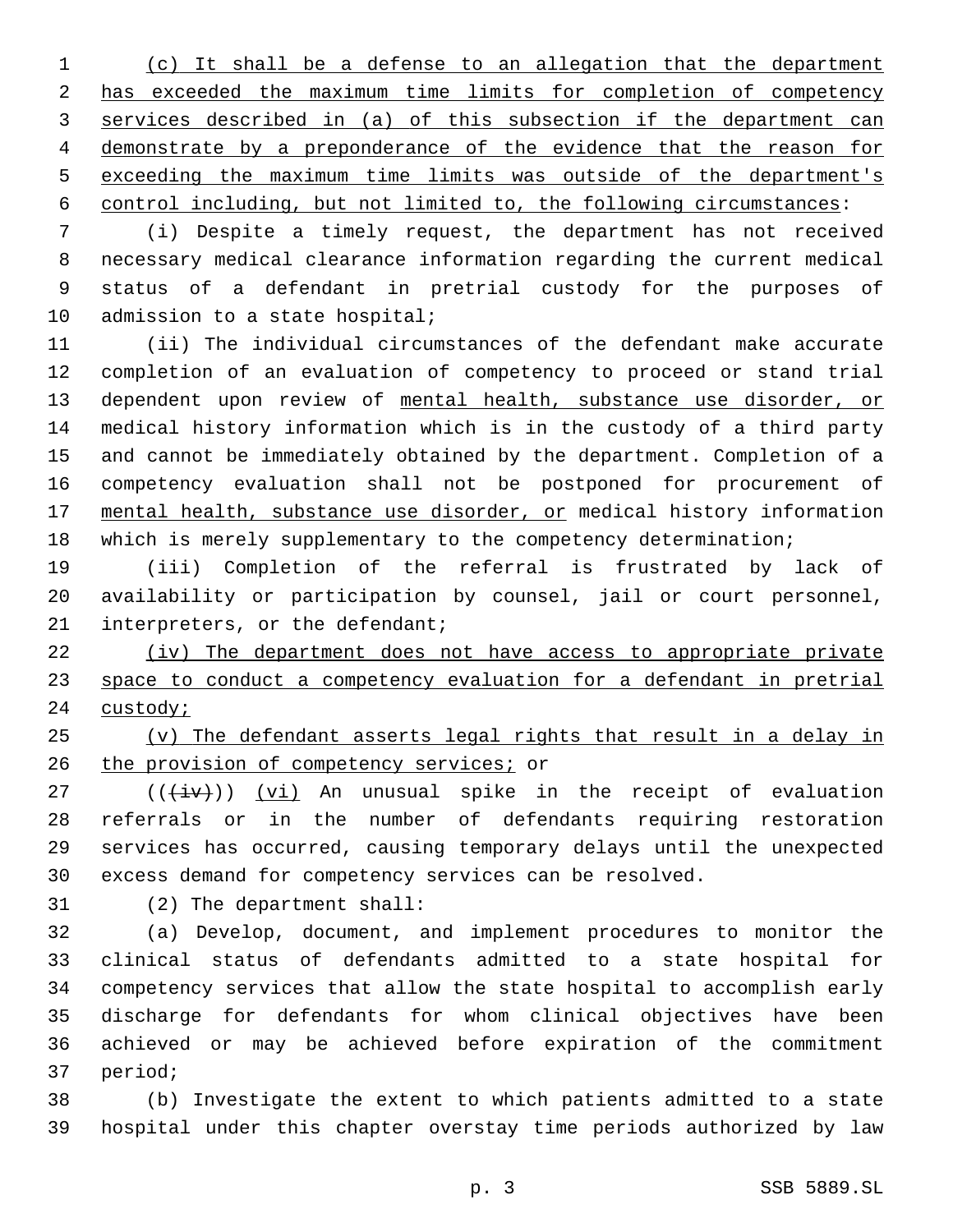(c) It shall be a defense to an allegation that the department has exceeded the maximum time limits for completion of competency services described in (a) of this subsection if the department can demonstrate by a preponderance of the evidence that the reason for exceeding the maximum time limits was outside of the department's control including, but not limited to, the following circumstances:

(i) Despite a timely request, the department has not received necessary medical clearance information regarding the current medical status of a defendant in pretrial custody for the purposes of admission to a state hospital;

(ii) The individual circumstances of the defendant make accurate completion of an evaluation of competency to proceed or stand trial dependent upon review of mental health, substance use disorder, or medical history information which is in the custody of a third party and cannot be immediately obtained by the department. Completion of a competency evaluation shall not be postponed for procurement of mental health, substance use disorder, or medical history information which is merely supplementary to the competency determination;

(iii) Completion of the referral is frustrated by lack of availability or participation by counsel, jail or court personnel, interpreters, or the defendant;

(iv) The department does not have access to appropriate private space to conduct a competency evaluation for a defendant in pretrial custody;

(v) The defendant asserts legal rights that result in a delay in the provision of competency services; or

~~((iv))~~ (vi) An unusual spike in the receipt of evaluation referrals or in the number of defendants requiring restoration services has occurred, causing temporary delays until the unexpected excess demand for competency services can be resolved.

(2) The department shall:

(a) Develop, document, and implement procedures to monitor the clinical status of defendants admitted to a state hospital for competency services that allow the state hospital to accomplish early discharge for defendants for whom clinical objectives have been achieved or may be achieved before expiration of the commitment period;

(b) Investigate the extent to which patients admitted to a state hospital under this chapter overstay time periods authorized by law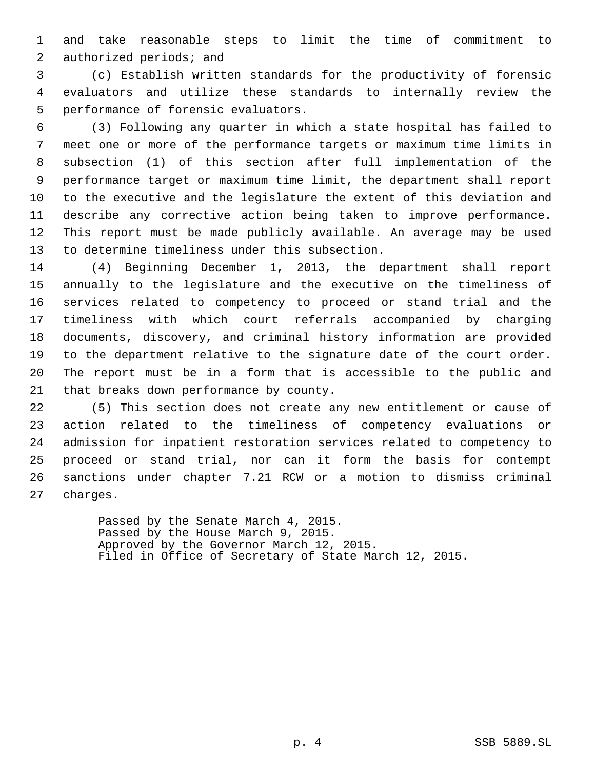and take reasonable steps to limit the time of commitment to authorized periods; and

(c) Establish written standards for the productivity of forensic evaluators and utilize these standards to internally review the performance of forensic evaluators.

(3) Following any quarter in which a state hospital has failed to meet one or more of the performance targets <u>or maximum time limits</u> in subsection (1) of this section after full implementation of the performance target <u>or maximum time limit</u>, the department shall report to the executive and the legislature the extent of this deviation and describe any corrective action being taken to improve performance. This report must be made publicly available. An average may be used to determine timeliness under this subsection.

(4) Beginning December 1, 2013, the department shall report annually to the legislature and the executive on the timeliness of services related to competency to proceed or stand trial and the timeliness with which court referrals accompanied by charging documents, discovery, and criminal history information are provided to the department relative to the signature date of the court order. The report must be in a form that is accessible to the public and that breaks down performance by county.

(5) This section does not create any new entitlement or cause of action related to the timeliness of competency evaluations or admission for inpatient <u>restoration</u> services related to competency to proceed or stand trial, nor can it form the basis for contempt sanctions under chapter 7.21 RCW or a motion to dismiss criminal charges.

Passed by the Senate March 4, 2015.
Passed by the House March 9, 2015.
Approved by the Governor March 12, 2015.
Filed in Office of Secretary of State March 12, 2015.